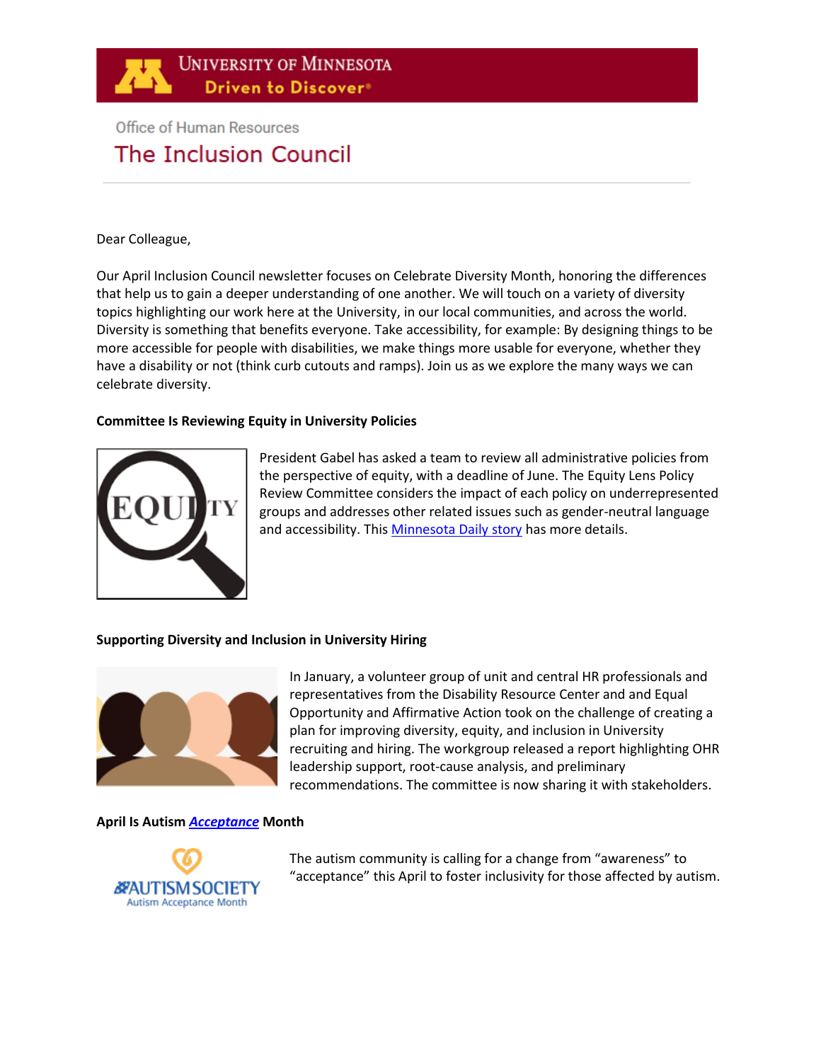University of Minnesota
Driven to Discover®

Office of Human Resources

# The Inclusion Council

Dear Colleague,

Our April Inclusion Council newsletter focuses on Celebrate Diversity Month, honoring the differences that help us to gain a deeper understanding of one another. We will touch on a variety of diversity topics highlighting our work here at the University, in our local communities, and across the world. Diversity is something that benefits everyone. Take accessibility, for example: By designing things to be more accessible for people with disabilities, we make things more usable for everyone, whether they have a disability or not (think curb cutouts and ramps). Join us as we explore the many ways we can celebrate diversity.

**Committee Is Reviewing Equity in University Policies**

President Gabel has asked a team to review all administrative policies from the perspective of equity, with a deadline of June. The Equity Lens Policy Review Committee considers the impact of each policy on underrepresented groups and addresses other related issues such as gender-neutral language and accessibility. This Minnesota Daily story has more details.

**Supporting Diversity and Inclusion in University Hiring**

In January, a volunteer group of unit and central HR professionals and representatives from the Disability Resource Center and and Equal Opportunity and Affirmative Action took on the challenge of creating a plan for improving diversity, equity, and inclusion in University recruiting and hiring. The workgroup released a report highlighting OHR leadership support, root-cause analysis, and preliminary recommendations. The committee is now sharing it with stakeholders.

**April Is Autism *Acceptance* Month**

The autism community is calling for a change from "awareness" to "acceptance" this April to foster inclusivity for those affected by autism.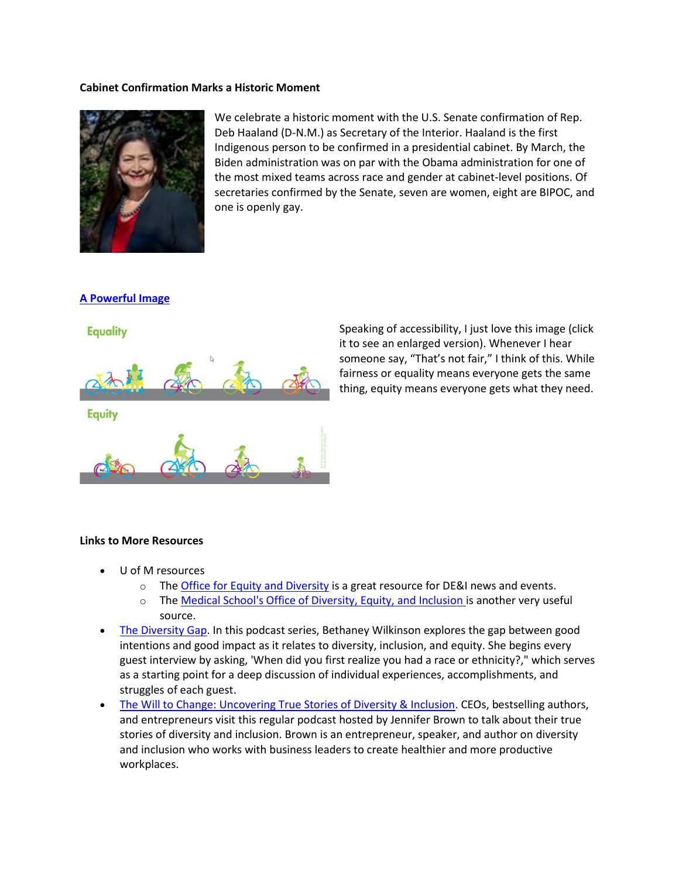**Cabinet Confirmation Marks a Historic Moment**

We celebrate a historic moment with the U.S. Senate confirmation of Rep. Deb Haaland (D-N.M.) as Secretary of the Interior. Haaland is the first Indigenous person to be confirmed in a presidential cabinet. By March, the Biden administration was on par with the Obama administration for one of the most mixed teams across race and gender at cabinet-level positions. Of secretaries confirmed by the Senate, seven are women, eight are BIPOC, and one is openly gay.

**A Powerful Image**

Speaking of accessibility, I just love this image (click it to see an enlarged version). Whenever I hear someone say, "That's not fair," I think of this. While fairness or equality means everyone gets the same thing, equity means everyone gets what they need.

**Links to More Resources**

- U of M resources
  - The Office for Equity and Diversity is a great resource for DE&I news and events.
  - The Medical School's Office of Diversity, Equity, and Inclusion is another very useful source.
- The Diversity Gap. In this podcast series, Bethaney Wilkinson explores the gap between good intentions and good impact as it relates to diversity, inclusion, and equity. She begins every guest interview by asking, 'When did you first realize you had a race or ethnicity?,' which serves as a starting point for a deep discussion of individual experiences, accomplishments, and struggles of each guest.
- The Will to Change: Uncovering True Stories of Diversity & Inclusion. CEOs, bestselling authors, and entrepreneurs visit this regular podcast hosted by Jennifer Brown to talk about their true stories of diversity and inclusion. Brown is an entrepreneur, speaker, and author on diversity and inclusion who works with business leaders to create healthier and more productive workplaces.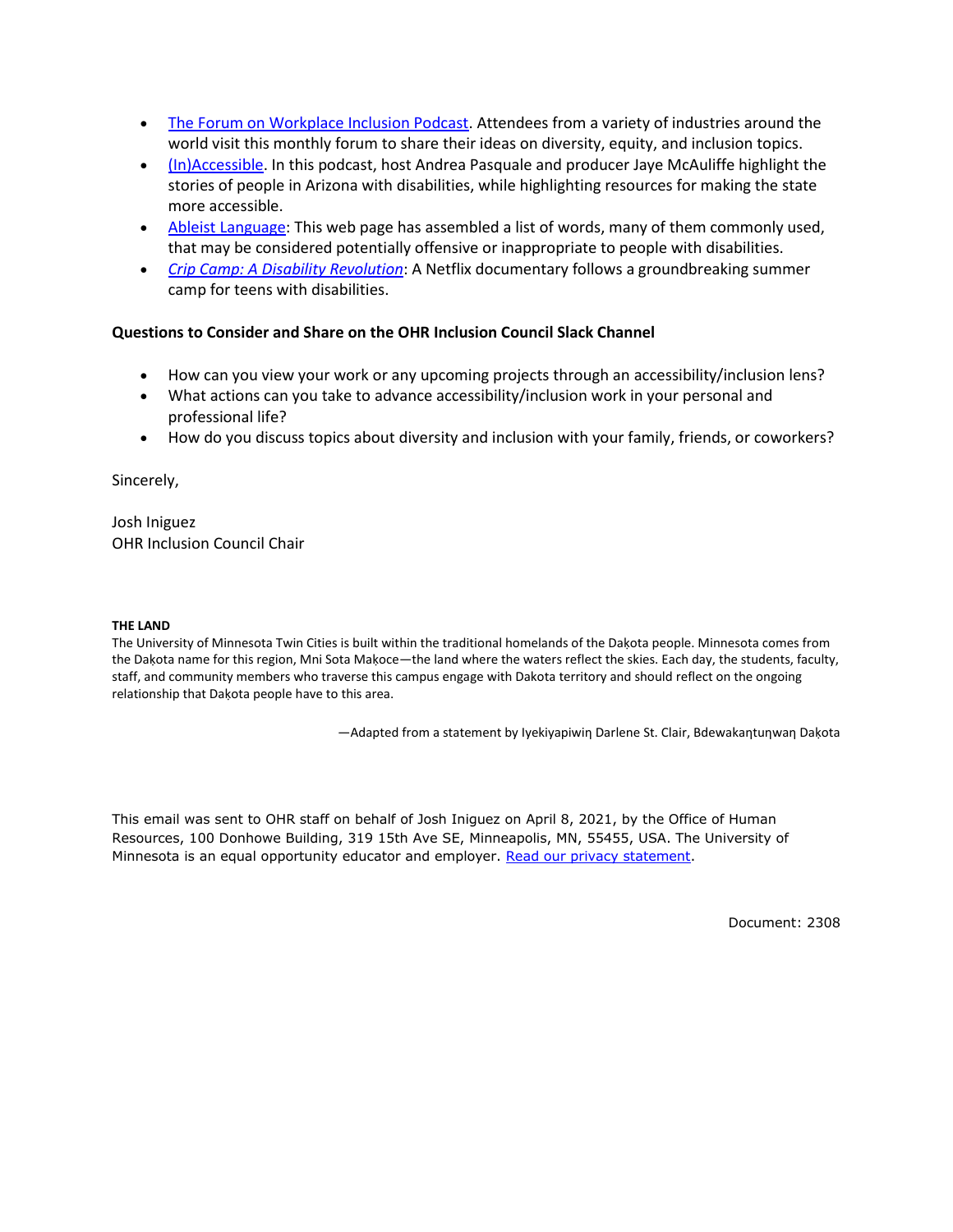- The Forum on Workplace Inclusion Podcast. Attendees from a variety of industries around the world visit this monthly forum to share their ideas on diversity, equity, and inclusion topics.
- (In)Accessible. In this podcast, host Andrea Pasquale and producer Jaye McAuliffe highlight the stories of people in Arizona with disabilities, while highlighting resources for making the state more accessible.
- Ableist Language: This web page has assembled a list of words, many of them commonly used, that may be considered potentially offensive or inappropriate to people with disabilities.
- *Crip Camp: A Disability Revolution*: A Netflix documentary follows a groundbreaking summer camp for teens with disabilities.

**Questions to Consider and Share on the OHR Inclusion Council Slack Channel**

- How can you view your work or any upcoming projects through an accessibility/inclusion lens?
- What actions can you take to advance accessibility/inclusion work in your personal and professional life?
- How do you discuss topics about diversity and inclusion with your family, friends, or coworkers?

Sincerely,

Josh Iniguez
OHR Inclusion Council Chair

**THE LAND**

The University of Minnesota Twin Cities is built within the traditional homelands of the Daḳota people. Minnesota comes from the Daḳota name for this region, Mni Sota Maḳoce—the land where the waters reflect the skies. Each day, the students, faculty, staff, and community members who traverse this campus engage with Dakota territory and should reflect on the ongoing relationship that Daḳota people have to this area.

—Adapted from a statement by Iyekiyapiwiŋ Darlene St. Clair, Bdewakaŋtuŋwaŋ Daḳota

This email was sent to OHR staff on behalf of Josh Iniguez on April 8, 2021, by the Office of Human Resources, 100 Donhowe Building, 319 15th Ave SE, Minneapolis, MN, 55455, USA. The University of Minnesota is an equal opportunity educator and employer. Read our privacy statement.

Document: 2308